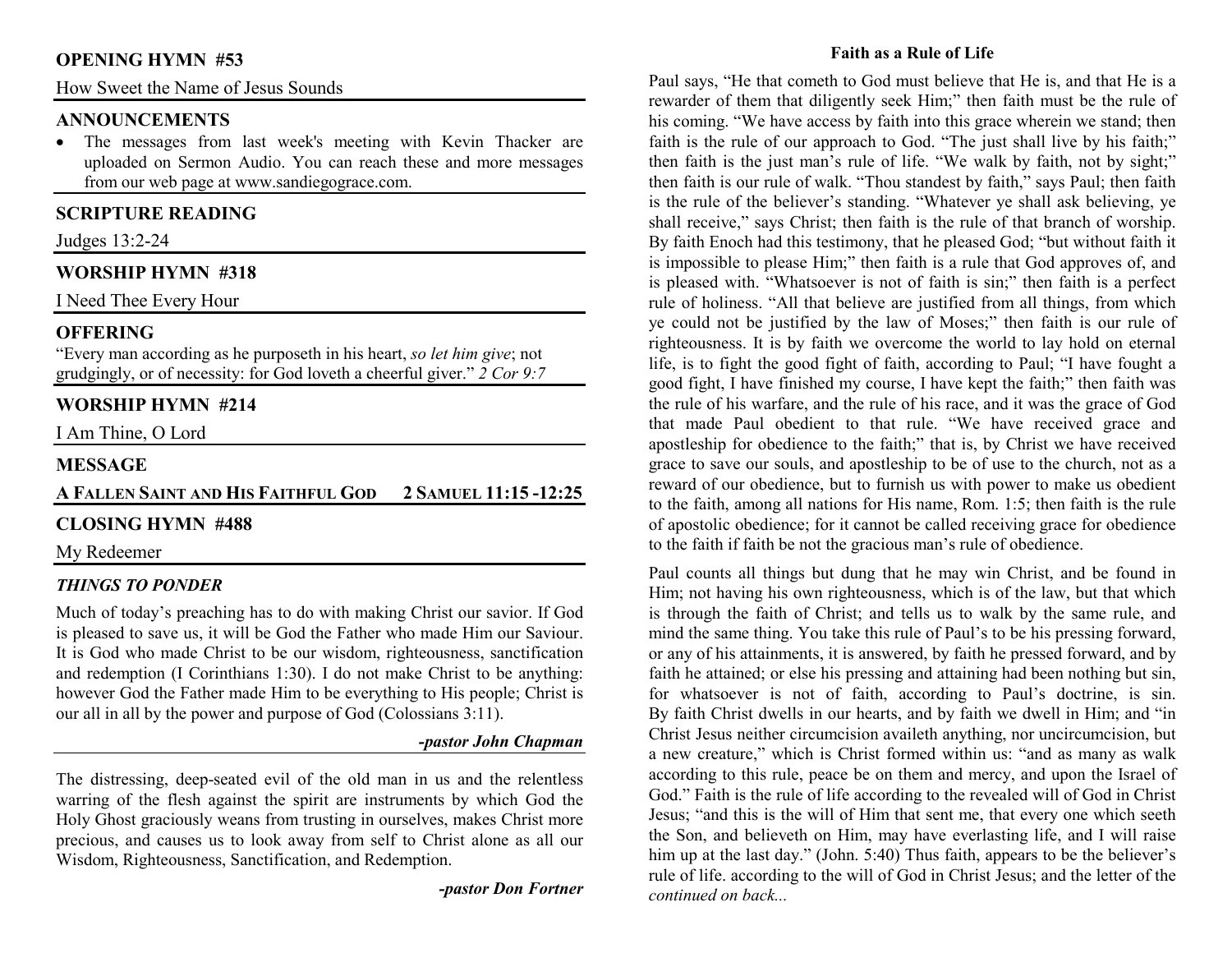## OPENING HYMN #53

How Sweet the Name of Jesus Sounds

## ANNOUNCEMENTS

- The messages from last week's meeting with Kevin Thacker are uploaded on Sermon Audio. You can reach these and more messages from our web page at www.sandiegograce.com.

## SCRIPTURE READING

Judges 13:2-24

## WORSHIP HYMN #318

I Need Thee Every Hour

## OFFERING

"Every man according as he purposeth in his heart, *so let him give*; not grudgingly, or of necessity: for God loveth a cheerful giver." *2 Cor 9:7*

## WORSHIP HYMN #214

I Am Thine, O Lord

## MESSAGE

**A FALLEN SAINT AND HIS FAITHFUL GOD 2 SAMUEL 11:15 -12:25**

## CLOSING HYMN #488

My Redeemer

### *THINGS TO PONDER*

Much of today's preaching has to do with making Christ our savior. If God is pleased to save us, it will be God the Father who made Him our Saviour. It is God who made Christ to be our wisdom, righteousness, sanctification and redemption (I Corinthians 1:30). I do not make Christ to be anything: however God the Father made Him to be everything to His people; Christ is our all in all by the power and purpose of God (Colossians 3:11).

***-pastor John Chapman***

The distressing, deep-seated evil of the old man in us and the relentless warring of the flesh against the spirit are instruments by which God the Holy Ghost graciously weans from trusting in ourselves, makes Christ more precious, and causes us to look away from self to Christ alone as all our Wisdom, Righteousness, Sanctification, and Redemption.

***-pastor Don Fortner***

**Faith as a Rule of Life**

Paul says, "He that cometh to God must believe that He is, and that He is a rewarder of them that diligently seek Him;" then faith must be the rule of his coming. "We have access by faith into this grace wherein we stand; then faith is the rule of our approach to God. "The just shall live by his faith;" then faith is the just man's rule of life. "We walk by faith, not by sight;" then faith is our rule of walk. "Thou standest by faith," says Paul; then faith is the rule of the believer's standing. "Whatever ye shall ask believing, ye shall receive," says Christ; then faith is the rule of that branch of worship. By faith Enoch had this testimony, that he pleased God; "but without faith it is impossible to please Him;" then faith is a rule that God approves of, and is pleased with. "Whatsoever is not of faith is sin;" then faith is a perfect rule of holiness. "All that believe are justified from all things, from which ye could not be justified by the law of Moses;" then faith is our rule of righteousness. It is by faith we overcome the world to lay hold on eternal life, is to fight the good fight of faith, according to Paul; "I have fought a good fight, I have finished my course, I have kept the faith;" then faith was the rule of his warfare, and the rule of his race, and it was the grace of God that made Paul obedient to that rule. "We have received grace and apostleship for obedience to the faith;" that is, by Christ we have received grace to save our souls, and apostleship to be of use to the church, not as a reward of our obedience, but to furnish us with power to make us obedient to the faith, among all nations for His name, Rom. 1:5; then faith is the rule of apostolic obedience; for it cannot be called receiving grace for obedience to the faith if faith be not the gracious man's rule of obedience.

Paul counts all things but dung that he may win Christ, and be found in Him; not having his own righteousness, which is of the law, but that which is through the faith of Christ; and tells us to walk by the same rule, and mind the same thing. You take this rule of Paul's to be his pressing forward, or any of his attainments, it is answered, by faith he pressed forward, and by faith he attained; or else his pressing and attaining had been nothing but sin, for whatsoever is not of faith, according to Paul's doctrine, is sin. By faith Christ dwells in our hearts, and by faith we dwell in Him; and "in Christ Jesus neither circumcision availeth anything, nor uncircumcision, but a new creature," which is Christ formed within us: "and as many as walk according to this rule, peace be on them and mercy, and upon the Israel of God." Faith is the rule of life according to the revealed will of God in Christ Jesus; "and this is the will of Him that sent me, that every one which seeth the Son, and believeth on Him, may have everlasting life, and I will raise him up at the last day." (John. 5:40) Thus faith, appears to be the believer's rule of life. according to the will of God in Christ Jesus; and the letter of the *continued on back...*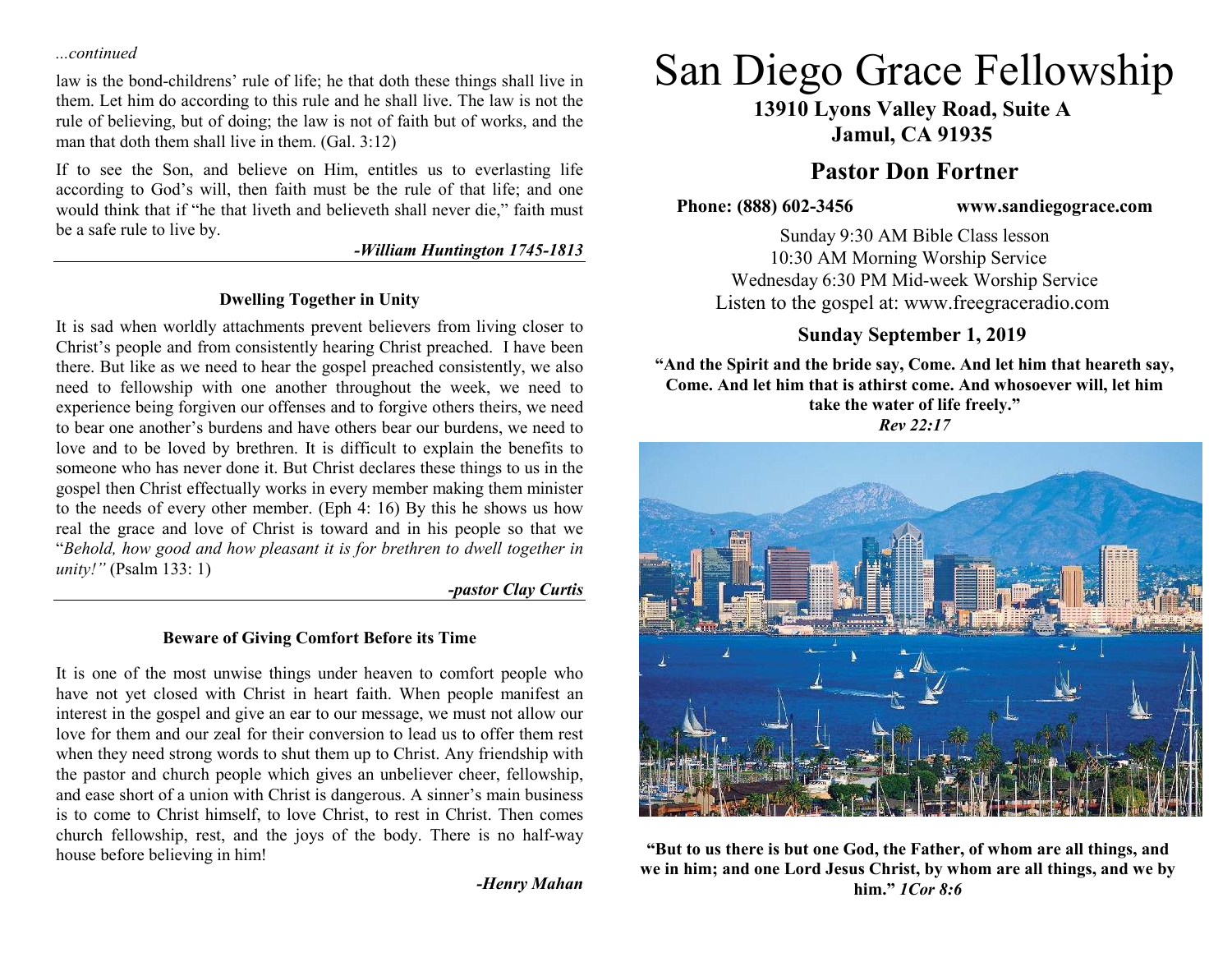*...continued*

law is the bond-childrens' rule of life; he that doth these things shall live in them. Let him do according to this rule and he shall live. The law is not the rule of believing, but of doing; the law is not of faith but of works, and the man that doth them shall live in them. (Gal. 3:12)

If to see the Son, and believe on Him, entitles us to everlasting life according to God's will, then faith must be the rule of that life; and one would think that if "he that liveth and believeth shall never die," faith must be a safe rule to live by.

***-William Huntington 1745-1813***

### Dwelling Together in Unity

It is sad when worldly attachments prevent believers from living closer to Christ's people and from consistently hearing Christ preached. I have been there. But like as we need to hear the gospel preached consistently, we also need to fellowship with one another throughout the week, we need to experience being forgiven our offenses and to forgive others theirs, we need to bear one another's burdens and have others bear our burdens, we need to love and to be loved by brethren. It is difficult to explain the benefits to someone who has never done it. But Christ declares these things to us in the gospel then Christ effectually works in every member making them minister to the needs of every other member. (Eph 4: 16) By this he shows us how real the grace and love of Christ is toward and in his people so that we "*Behold, how good and how pleasant it is for brethren to dwell together in unity!"* (Psalm 133: 1)

***-pastor Clay Curtis***

### Beware of Giving Comfort Before its Time

It is one of the most unwise things under heaven to comfort people who have not yet closed with Christ in heart faith. When people manifest an interest in the gospel and give an ear to our message, we must not allow our love for them and our zeal for their conversion to lead us to offer them rest when they need strong words to shut them up to Christ. Any friendship with the pastor and church people which gives an unbeliever cheer, fellowship, and ease short of a union with Christ is dangerous. A sinner's main business is to come to Christ himself, to love Christ, to rest in Christ. Then comes church fellowship, rest, and the joys of the body. There is no half-way house before believing in him!

***-Henry Mahan***

# San Diego Grace Fellowship

**13910 Lyons Valley Road, Suite A**
**Jamul, CA 91935**

## Pastor Don Fortner

**Phone: (888) 602-3456** **www.sandiegograce.com**

Sunday 9:30 AM Bible Class lesson
10:30 AM Morning Worship Service
Wednesday 6:30 PM Mid-week Worship Service
Listen to the gospel at: www.freegraceradio.com

### Sunday September 1, 2019

**"And the Spirit and the bride say, Come. And let him that heareth say, Come. And let him that is athirst come. And whosoever will, let him take the water of life freely."**
***Rev 22:17***

**"But to us there is but one God, the Father, of whom are all things, and we in him; and one Lord Jesus Christ, by whom are all things, and we by him."** ***1Cor 8:6***